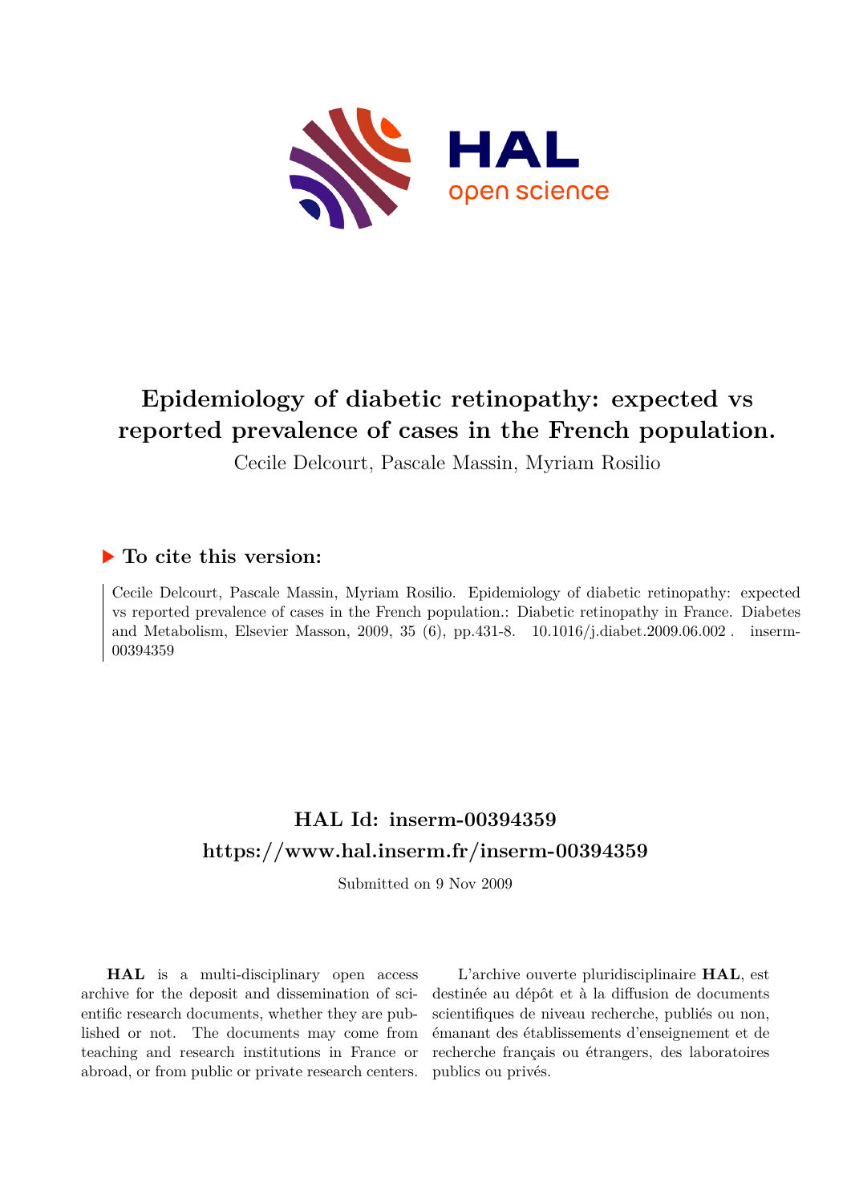# Epidemiology of diabetic retinopathy: expected vs reported prevalence of cases in the French population.

Cecile Delcourt, Pascale Massin, Myriam Rosilio

## ▶ To cite this version:

Cecile Delcourt, Pascale Massin, Myriam Rosilio. Epidemiology of diabetic retinopathy: expected vs reported prevalence of cases in the French population.: Diabetic retinopathy in France. Diabetes and Metabolism, Elsevier Masson, 2009, 35 (6), pp.431-8. 10.1016/j.diabet.2009.06.002 . inserm-00394359

## HAL Id: inserm-00394359
## https://www.hal.inserm.fr/inserm-00394359

Submitted on 9 Nov 2009

**HAL** is a multi-disciplinary open access archive for the deposit and dissemination of scientific research documents, whether they are published or not. The documents may come from teaching and research institutions in France or abroad, or from public or private research centers.

L'archive ouverte pluridisciplinaire **HAL**, est destinée au dépôt et à la diffusion de documents scientifiques de niveau recherche, publiés ou non, émanant des établissements d'enseignement et de recherche français ou étrangers, des laboratoires publics ou privés.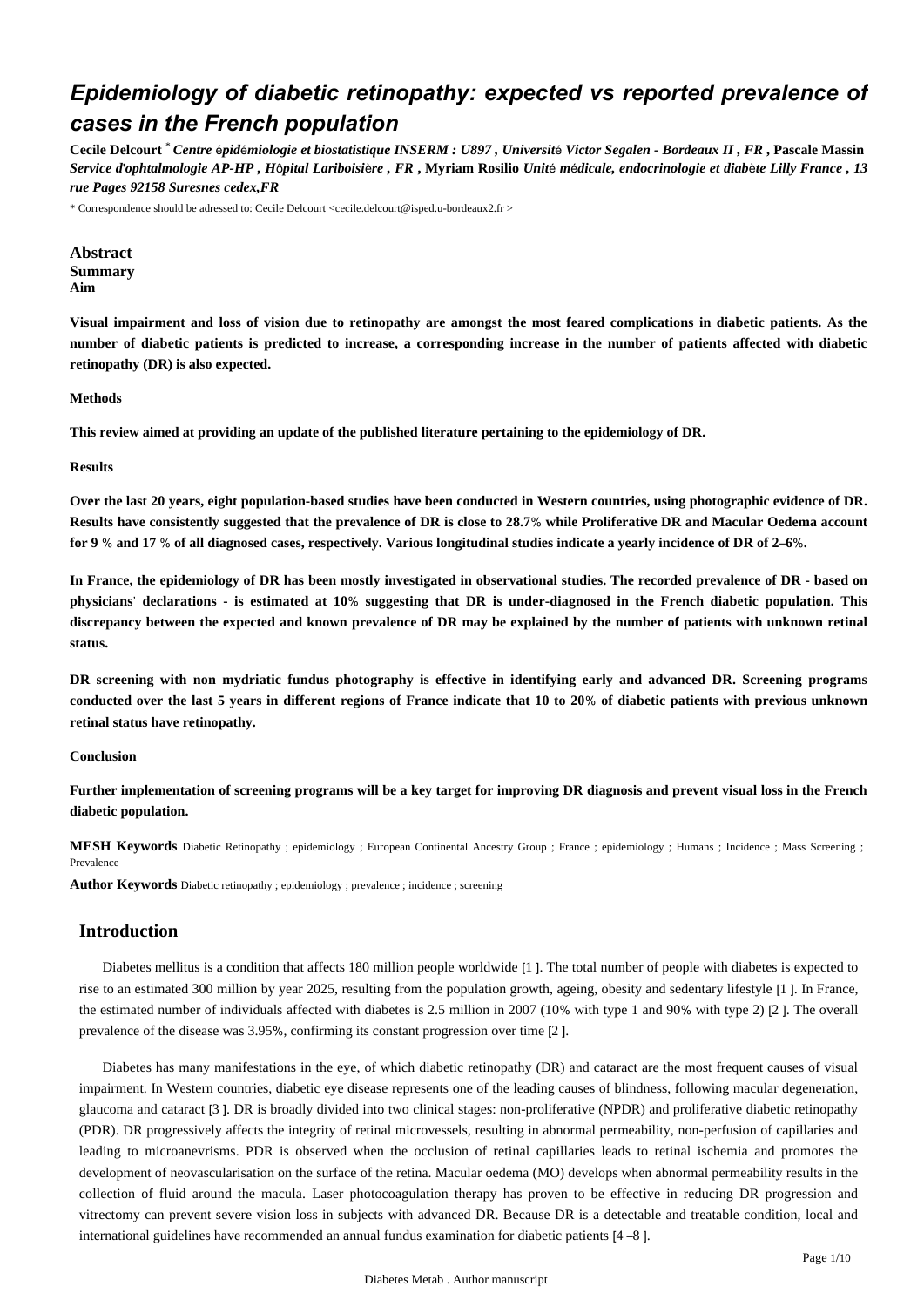# Epidemiology of diabetic retinopathy: expected vs reported prevalence of cases in the French population

**Cecile Delcourt** [*] ***Centre épidémiologie et biostatistique INSERM : U897 , Université Victor Segalen - Bordeaux II , FR*** , **Pascale Massin** ***Service d'ophtalmologie AP-HP , Hôpital Lariboisière , FR*** , **Myriam Rosilio** ***Unité médicale, endocrinologie et diabète Lilly France , 13 rue Pages 92158 Suresnes cedex,FR***

\* Correspondence should be adressed to: Cecile Delcourt <cecile.delcourt@isped.u-bordeaux2.fr >

## Abstract

### Summary

#### Aim

**Visual impairment and loss of vision due to retinopathy are amongst the most feared complications in diabetic patients. As the number of diabetic patients is predicted to increase, a corresponding increase in the number of patients affected with diabetic retinopathy (DR) is also expected.**

#### Methods

**This review aimed at providing an update of the published literature pertaining to the epidemiology of DR.**

#### Results

**Over the last 20 years, eight population-based studies have been conducted in Western countries, using photographic evidence of DR. Results have consistently suggested that the prevalence of DR is close to 28.7% while Proliferative DR and Macular Oedema account for 9 % and 17 % of all diagnosed cases, respectively. Various longitudinal studies indicate a yearly incidence of DR of 2–6%.**

**In France, the epidemiology of DR has been mostly investigated in observational studies. The recorded prevalence of DR - based on physicians' declarations - is estimated at 10% suggesting that DR is under-diagnosed in the French diabetic population. This discrepancy between the expected and known prevalence of DR may be explained by the number of patients with unknown retinal status.**

**DR screening with non mydriatic fundus photography is effective in identifying early and advanced DR. Screening programs conducted over the last 5 years in different regions of France indicate that 10 to 20% of diabetic patients with previous unknown retinal status have retinopathy.**

#### Conclusion

**Further implementation of screening programs will be a key target for improving DR diagnosis and prevent visual loss in the French diabetic population.**

**MESH Keywords** Diabetic Retinopathy ; epidemiology ; European Continental Ancestry Group ; France ; epidemiology ; Humans ; Incidence ; Mass Screening ; Prevalence

**Author Keywords** Diabetic retinopathy ; epidemiology ; prevalence ; incidence ; screening

## Introduction

Diabetes mellitus is a condition that affects 180 million people worldwide [1 ]. The total number of people with diabetes is expected to rise to an estimated 300 million by year 2025, resulting from the population growth, ageing, obesity and sedentary lifestyle [1 ]. In France, the estimated number of individuals affected with diabetes is 2.5 million in 2007 (10% with type 1 and 90% with type 2) [2 ]. The overall prevalence of the disease was 3.95%, confirming its constant progression over time [2 ].

Diabetes has many manifestations in the eye, of which diabetic retinopathy (DR) and cataract are the most frequent causes of visual impairment. In Western countries, diabetic eye disease represents one of the leading causes of blindness, following macular degeneration, glaucoma and cataract [3 ]. DR is broadly divided into two clinical stages: non-proliferative (NPDR) and proliferative diabetic retinopathy (PDR). DR progressively affects the integrity of retinal microvessels, resulting in abnormal permeability, non-perfusion of capillaries and leading to microanevrisms. PDR is observed when the occlusion of retinal capillaries leads to retinal ischemia and promotes the development of neovascularisation on the surface of the retina. Macular oedema (MO) develops when abnormal permeability results in the collection of fluid around the macula. Laser photocoagulation therapy has proven to be effective in reducing DR progression and vitrectomy can prevent severe vision loss in subjects with advanced DR. Because DR is a detectable and treatable condition, local and international guidelines have recommended an annual fundus examination for diabetic patients [4 –8 ].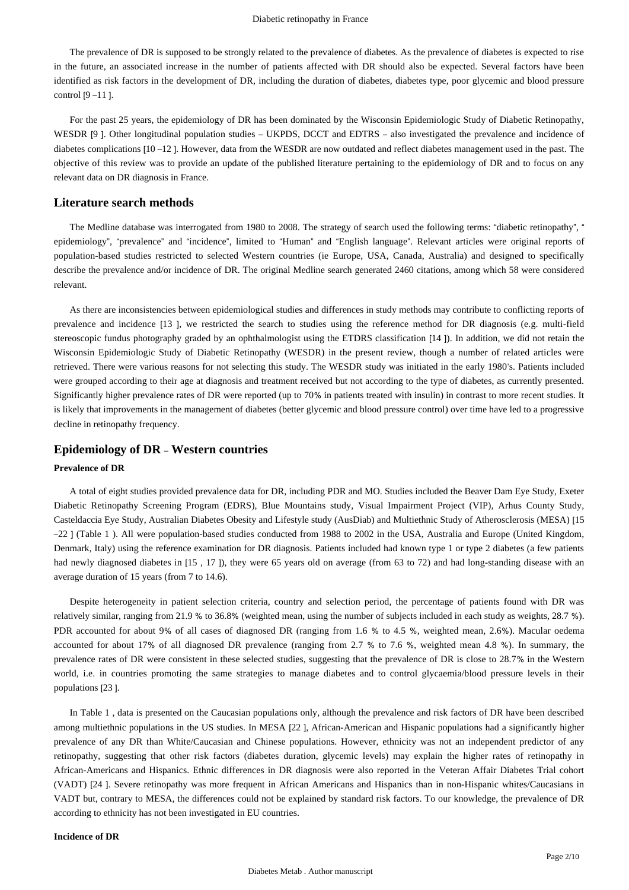The prevalence of DR is supposed to be strongly related to the prevalence of diabetes. As the prevalence of diabetes is expected to rise in the future, an associated increase in the number of patients affected with DR should also be expected. Several factors have been identified as risk factors in the development of DR, including the duration of diabetes, diabetes type, poor glycemic and blood pressure control [9 –11 ].

For the past 25 years, the epidemiology of DR has been dominated by the Wisconsin Epidemiologic Study of Diabetic Retinopathy, WESDR [9 ]. Other longitudinal population studies – UKPDS, DCCT and EDTRS – also investigated the prevalence and incidence of diabetes complications [10 –12 ]. However, data from the WESDR are now outdated and reflect diabetes management used in the past. The objective of this review was to provide an update of the published literature pertaining to the epidemiology of DR and to focus on any relevant data on DR diagnosis in France.

## Literature search methods

The Medline database was interrogated from 1980 to 2008. The strategy of search used the following terms: "diabetic retinopathy", " epidemiology", "prevalence" and "incidence", limited to "Human" and "English language". Relevant articles were original reports of population-based studies restricted to selected Western countries (ie Europe, USA, Canada, Australia) and designed to specifically describe the prevalence and/or incidence of DR. The original Medline search generated 2460 citations, among which 58 were considered relevant.

As there are inconsistencies between epidemiological studies and differences in study methods may contribute to conflicting reports of prevalence and incidence [13 ], we restricted the search to studies using the reference method for DR diagnosis (e.g. multi-field stereoscopic fundus photography graded by an ophthalmologist using the ETDRS classification [14 ]). In addition, we did not retain the Wisconsin Epidemiologic Study of Diabetic Retinopathy (WESDR) in the present review, though a number of related articles were retrieved. There were various reasons for not selecting this study. The WESDR study was initiated in the early 1980's. Patients included were grouped according to their age at diagnosis and treatment received but not according to the type of diabetes, as currently presented. Significantly higher prevalence rates of DR were reported (up to 70% in patients treated with insulin) in contrast to more recent studies. It is likely that improvements in the management of diabetes (better glycemic and blood pressure control) over time have led to a progressive decline in retinopathy frequency.

## Epidemiology of DR – Western countries

### Prevalence of DR

A total of eight studies provided prevalence data for DR, including PDR and MO. Studies included the Beaver Dam Eye Study, Exeter Diabetic Retinopathy Screening Program (EDRS), Blue Mountains study, Visual Impairment Project (VIP), Arhus County Study, Casteldaccia Eye Study, Australian Diabetes Obesity and Lifestyle study (AusDiab) and Multiethnic Study of Atherosclerosis (MESA) [15 –22 ] (Table 1 ). All were population-based studies conducted from 1988 to 2002 in the USA, Australia and Europe (United Kingdom, Denmark, Italy) using the reference examination for DR diagnosis. Patients included had known type 1 or type 2 diabetes (a few patients had newly diagnosed diabetes in [15 , 17 ]), they were 65 years old on average (from 63 to 72) and had long-standing disease with an average duration of 15 years (from 7 to 14.6).

Despite heterogeneity in patient selection criteria, country and selection period, the percentage of patients found with DR was relatively similar, ranging from 21.9 % to 36.8% (weighted mean, using the number of subjects included in each study as weights, 28.7 %). PDR accounted for about 9% of all cases of diagnosed DR (ranging from 1.6 % to 4.5 %, weighted mean, 2.6%). Macular oedema accounted for about 17% of all diagnosed DR prevalence (ranging from 2.7 % to 7.6 %, weighted mean 4.8 %). In summary, the prevalence rates of DR were consistent in these selected studies, suggesting that the prevalence of DR is close to 28.7% in the Western world, i.e. in countries promoting the same strategies to manage diabetes and to control glycaemia/blood pressure levels in their populations [23 ].

In Table 1 , data is presented on the Caucasian populations only, although the prevalence and risk factors of DR have been described among multiethnic populations in the US studies. In MESA [22 ], African-American and Hispanic populations had a significantly higher prevalence of any DR than White/Caucasian and Chinese populations. However, ethnicity was not an independent predictor of any retinopathy, suggesting that other risk factors (diabetes duration, glycemic levels) may explain the higher rates of retinopathy in African-Americans and Hispanics. Ethnic differences in DR diagnosis were also reported in the Veteran Affair Diabetes Trial cohort (VADT) [24 ]. Severe retinopathy was more frequent in African Americans and Hispanics than in non-Hispanic whites/Caucasians in VADT but, contrary to MESA, the differences could not be explained by standard risk factors. To our knowledge, the prevalence of DR according to ethnicity has not been investigated in EU countries.

### Incidence of DR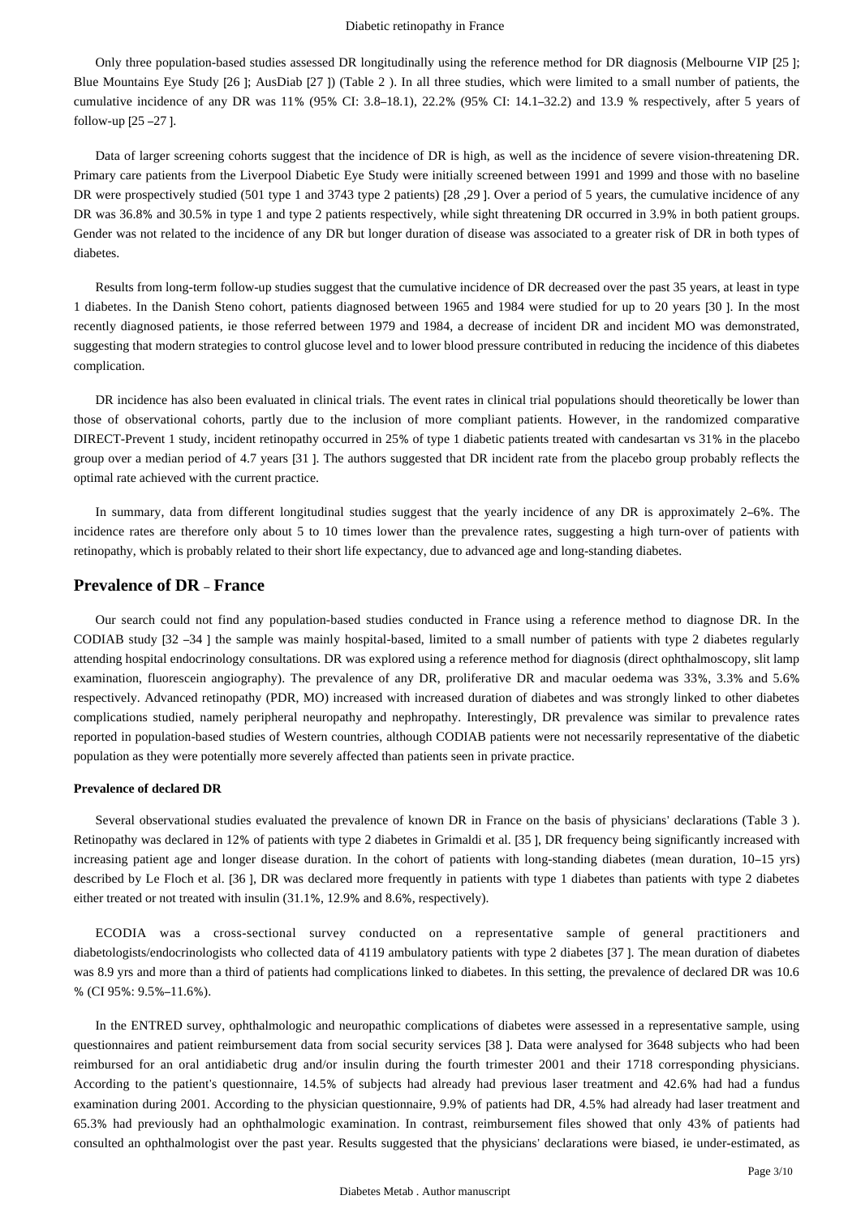Only three population-based studies assessed DR longitudinally using the reference method for DR diagnosis (Melbourne VIP [25]; Blue Mountains Eye Study [26]; AusDiab [27]) (Table 2). In all three studies, which were limited to a small number of patients, the cumulative incidence of any DR was 11% (95% CI: 3.8–18.1), 22.2% (95% CI: 14.1–32.2) and 13.9 % respectively, after 5 years of follow-up [25–27].

Data of larger screening cohorts suggest that the incidence of DR is high, as well as the incidence of severe vision-threatening DR. Primary care patients from the Liverpool Diabetic Eye Study were initially screened between 1991 and 1999 and those with no baseline DR were prospectively studied (501 type 1 and 3743 type 2 patients) [28,29]. Over a period of 5 years, the cumulative incidence of any DR was 36.8% and 30.5% in type 1 and type 2 patients respectively, while sight threatening DR occurred in 3.9% in both patient groups. Gender was not related to the incidence of any DR but longer duration of disease was associated to a greater risk of DR in both types of diabetes.

Results from long-term follow-up studies suggest that the cumulative incidence of DR decreased over the past 35 years, at least in type 1 diabetes. In the Danish Steno cohort, patients diagnosed between 1965 and 1984 were studied for up to 20 years [30]. In the most recently diagnosed patients, ie those referred between 1979 and 1984, a decrease of incident DR and incident MO was demonstrated, suggesting that modern strategies to control glucose level and to lower blood pressure contributed in reducing the incidence of this diabetes complication.

DR incidence has also been evaluated in clinical trials. The event rates in clinical trial populations should theoretically be lower than those of observational cohorts, partly due to the inclusion of more compliant patients. However, in the randomized comparative DIRECT-Prevent 1 study, incident retinopathy occurred in 25% of type 1 diabetic patients treated with candesartan vs 31% in the placebo group over a median period of 4.7 years [31]. The authors suggested that DR incident rate from the placebo group probably reflects the optimal rate achieved with the current practice.

In summary, data from different longitudinal studies suggest that the yearly incidence of any DR is approximately 2–6%. The incidence rates are therefore only about 5 to 10 times lower than the prevalence rates, suggesting a high turn-over of patients with retinopathy, which is probably related to their short life expectancy, due to advanced age and long-standing diabetes.

## Prevalence of DR – France

Our search could not find any population-based studies conducted in France using a reference method to diagnose DR. In the CODIAB study [32–34] the sample was mainly hospital-based, limited to a small number of patients with type 2 diabetes regularly attending hospital endocrinology consultations. DR was explored using a reference method for diagnosis (direct ophthalmoscopy, slit lamp examination, fluorescein angiography). The prevalence of any DR, proliferative DR and macular oedema was 33%, 3.3% and 5.6% respectively. Advanced retinopathy (PDR, MO) increased with increased duration of diabetes and was strongly linked to other diabetes complications studied, namely peripheral neuropathy and nephropathy. Interestingly, DR prevalence was similar to prevalence rates reported in population-based studies of Western countries, although CODIAB patients were not necessarily representative of the diabetic population as they were potentially more severely affected than patients seen in private practice.

### Prevalence of declared DR

Several observational studies evaluated the prevalence of known DR in France on the basis of physicians' declarations (Table 3). Retinopathy was declared in 12% of patients with type 2 diabetes in Grimaldi et al. [35], DR frequency being significantly increased with increasing patient age and longer disease duration. In the cohort of patients with long-standing diabetes (mean duration, 10–15 yrs) described by Le Floch et al. [36], DR was declared more frequently in patients with type 1 diabetes than patients with type 2 diabetes either treated or not treated with insulin (31.1%, 12.9% and 8.6%, respectively).

ECODIA was a cross-sectional survey conducted on a representative sample of general practitioners and diabetologists/endocrinologists who collected data of 4119 ambulatory patients with type 2 diabetes [37]. The mean duration of diabetes was 8.9 yrs and more than a third of patients had complications linked to diabetes. In this setting, the prevalence of declared DR was 10.6 % (CI 95%: 9.5%–11.6%).

In the ENTRED survey, ophthalmologic and neuropathic complications of diabetes were assessed in a representative sample, using questionnaires and patient reimbursement data from social security services [38]. Data were analysed for 3648 subjects who had been reimbursed for an oral antidiabetic drug and/or insulin during the fourth trimester 2001 and their 1718 corresponding physicians. According to the patient's questionnaire, 14.5% of subjects had already had previous laser treatment and 42.6% had had a fundus examination during 2001. According to the physician questionnaire, 9.9% of patients had DR, 4.5% had already had laser treatment and 65.3% had previously had an ophthalmologic examination. In contrast, reimbursement files showed that only 43% of patients had consulted an ophthalmologist over the past year. Results suggested that the physicians' declarations were biased, ie under-estimated, as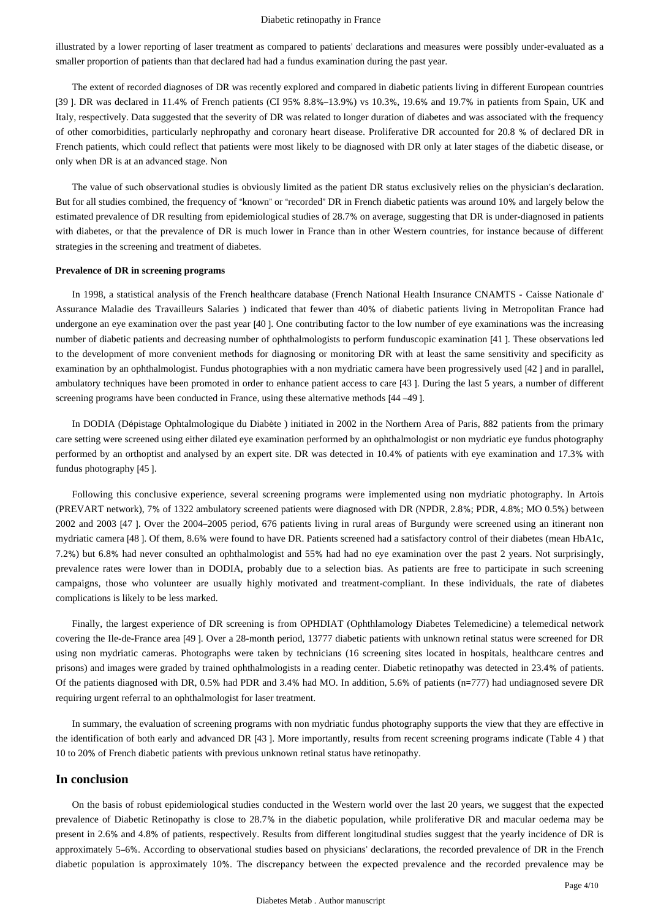illustrated by a lower reporting of laser treatment as compared to patients' declarations and measures were possibly under-evaluated as a smaller proportion of patients than that declared had had a fundus examination during the past year.

The extent of recorded diagnoses of DR was recently explored and compared in diabetic patients living in different European countries [39 ]. DR was declared in 11.4% of French patients (CI 95% 8.8%–13.9%) vs 10.3%, 19.6% and 19.7% in patients from Spain, UK and Italy, respectively. Data suggested that the severity of DR was related to longer duration of diabetes and was associated with the frequency of other comorbidities, particularly nephropathy and coronary heart disease. Proliferative DR accounted for 20.8 % of declared DR in French patients, which could reflect that patients were most likely to be diagnosed with DR only at later stages of the diabetic disease, or only when DR is at an advanced stage. Non

The value of such observational studies is obviously limited as the patient DR status exclusively relies on the physician's declaration. But for all studies combined, the frequency of "known" or "recorded" DR in French diabetic patients was around 10% and largely below the estimated prevalence of DR resulting from epidemiological studies of 28.7% on average, suggesting that DR is under-diagnosed in patients with diabetes, or that the prevalence of DR is much lower in France than in other Western countries, for instance because of different strategies in the screening and treatment of diabetes.

**Prevalence of DR in screening programs**

In 1998, a statistical analysis of the French healthcare database (French National Health Insurance CNAMTS - Caisse Nationale d' Assurance Maladie des Travailleurs Salaries ) indicated that fewer than 40% of diabetic patients living in Metropolitan France had undergone an eye examination over the past year [40 ]. One contributing factor to the low number of eye examinations was the increasing number of diabetic patients and decreasing number of ophthalmologists to perform funduscopic examination [41 ]. These observations led to the development of more convenient methods for diagnosing or monitoring DR with at least the same sensitivity and specificity as examination by an ophthalmologist. Fundus photographies with a non mydriatic camera have been progressively used [42 ] and in parallel, ambulatory techniques have been promoted in order to enhance patient access to care [43 ]. During the last 5 years, a number of different screening programs have been conducted in France, using these alternative methods [44 –49 ].

In DODIA (Dépistage Ophtalmologique du Diabète ) initiated in 2002 in the Northern Area of Paris, 882 patients from the primary care setting were screened using either dilated eye examination performed by an ophthalmologist or non mydriatic eye fundus photography performed by an orthoptist and analysed by an expert site. DR was detected in 10.4% of patients with eye examination and 17.3% with fundus photography [45 ].

Following this conclusive experience, several screening programs were implemented using non mydriatic photography. In Artois (PREVART network), 7% of 1322 ambulatory screened patients were diagnosed with DR (NPDR, 2.8%; PDR, 4.8%; MO 0.5%) between 2002 and 2003 [47 ]. Over the 2004–2005 period, 676 patients living in rural areas of Burgundy were screened using an itinerant non mydriatic camera [48 ]. Of them, 8.6% were found to have DR. Patients screened had a satisfactory control of their diabetes (mean HbA1c, 7.2%) but 6.8% had never consulted an ophthalmologist and 55% had had no eye examination over the past 2 years. Not surprisingly, prevalence rates were lower than in DODIA, probably due to a selection bias. As patients are free to participate in such screening campaigns, those who volunteer are usually highly motivated and treatment-compliant. In these individuals, the rate of diabetes complications is likely to be less marked.

Finally, the largest experience of DR screening is from OPHDIAT (Ophthlamology Diabetes Telemedicine) a telemedical network covering the Ile-de-France area [49 ]. Over a 28-month period, 13777 diabetic patients with unknown retinal status were screened for DR using non mydriatic cameras. Photographs were taken by technicians (16 screening sites located in hospitals, healthcare centres and prisons) and images were graded by trained ophthalmologists in a reading center. Diabetic retinopathy was detected in 23.4% of patients. Of the patients diagnosed with DR, 0.5% had PDR and 3.4% had MO. In addition, 5.6% of patients (n=777) had undiagnosed severe DR requiring urgent referral to an ophthalmologist for laser treatment.

In summary, the evaluation of screening programs with non mydriatic fundus photography supports the view that they are effective in the identification of both early and advanced DR [43 ]. More importantly, results from recent screening programs indicate (Table 4 ) that 10 to 20% of French diabetic patients with previous unknown retinal status have retinopathy.

## In conclusion

On the basis of robust epidemiological studies conducted in the Western world over the last 20 years, we suggest that the expected prevalence of Diabetic Retinopathy is close to 28.7% in the diabetic population, while proliferative DR and macular oedema may be present in 2.6% and 4.8% of patients, respectively. Results from different longitudinal studies suggest that the yearly incidence of DR is approximately 5–6%. According to observational studies based on physicians' declarations, the recorded prevalence of DR in the French diabetic population is approximately 10%. The discrepancy between the expected prevalence and the recorded prevalence may be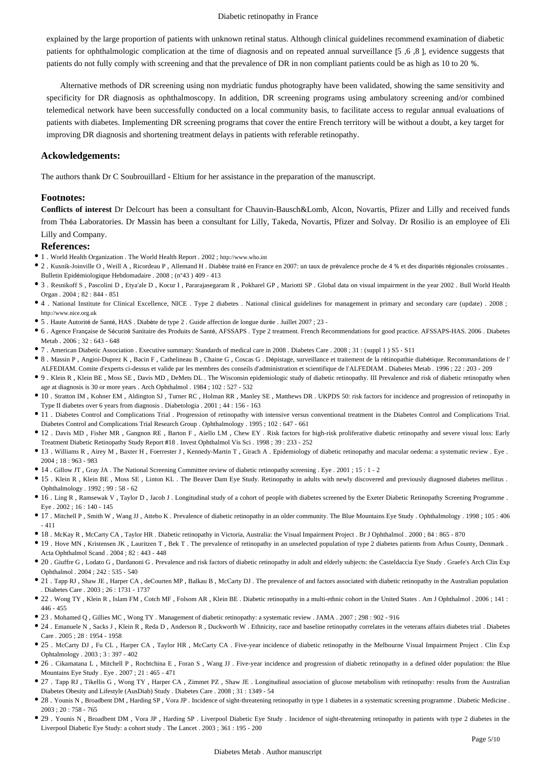explained by the large proportion of patients with unknown retinal status. Although clinical guidelines recommend examination of diabetic patients for ophthalmologic complication at the time of diagnosis and on repeated annual surveillance [5 ,6 ,8 ], evidence suggests that patients do not fully comply with screening and that the prevalence of DR in non compliant patients could be as high as 10 to 20 %.

Alternative methods of DR screening using non mydriatic fundus photography have been validated, showing the same sensitivity and specificity for DR diagnosis as ophthalmoscopy. In addition, DR screening programs using ambulatory screening and/or combined telemedical network have been successfully conducted on a local community basis, to facilitate access to regular annual evaluations of patients with diabetes. Implementing DR screening programs that cover the entire French territory will be without a doubt, a key target for improving DR diagnosis and shortening treatment delays in patients with referable retinopathy.

## Ackowledgements:

The authors thank Dr C Soubrouillard - Eltium for her assistance in the preparation of the manuscript.

## Footnotes:

**Conflicts of interest** Dr Delcourt has been a consultant for Chauvin-Bausch&Lomb, Alcon, Novartis, Pfizer and Lilly and received funds from Théa Laboratories. Dr Massin has been a consultant for Lilly, Takeda, Novartis, Pfizer and Solvay. Dr Rosilio is an employee of Eli Lilly and Company.

## References:

- 1 . World Health Organization . The World Health Report . 2002 ; http://www.who.int
- 2 . Kusnik-Joinville O , Weill A , Ricordeau P , Allemand H . Diabète traité en France en 2007: un taux de prévalence proche de 4 % et des disparités régionales croissantes . Bulletin Epidémiologique Hebdomadaire . 2008 ; (n°43 ) 409 - 413
- 3 . Resnikoff S , Pascolini D , Etya'ale D , Kocur I , Pararajasegaram R , Pokharel GP , Mariotti SP . Global data on visual impairment in the year 2002 . Bull World Health Organ . 2004 ; 82 : 844 - 851
- 4 . National Institute for Clinical Excellence, NICE . Type 2 diabetes . National clinical guidelines for management in primary and secondary care (update) . 2008 ; http://www.nice.org.uk
- 5 . Haute Autorité de Santé, HAS . Diabète de type 2 . Guide affection de longue durée . Juillet 2007 ; 23 -
- 6 . Agence Française de Sécurité Sanitaire des Produits de Santé, AFSSAPS . Type 2 treatment. French Recommendations for good practice. AFSSAPS-HAS. 2006 . Diabetes Metab . 2006 ; 32 : 643 - 648
- 7 . American Diabetic Association . Executive summary: Standards of medical care in 2008 . Diabetes Care . 2008 ; 31 : (suppl 1 ) S5 - S11
- 8 . Massin P , Angioi-Duprez K , Bacin F , Cathelineau B , Chaine G , Coscas G . Dépistage, surveillance et traitement de la rétinopathie diabétique. Recommandations de l' ALFEDIAM. Comite d'experts ci-dessus et valide par les membres des conseils d'administration et scientifique de l'ALFEDIAM . Diabetes Metab . 1996 ; 22 : 203 - 209
- 9 . Klein R , Klein BE , Moss SE , Davis MD , DeMets DL . The Wisconsin epidemiologic study of diabetic retinopathy. III Prevalence and risk of diabetic retinopathy when age at diagnosis is 30 or more years . Arch Ophthalmol . 1984 ; 102 : 527 - 532
- 10 . Stratton IM , Kohner EM , Aldington SJ , Turner RC , Holman RR , Manley SE , Matthews DR . UKPDS 50: risk factors for incidence and progression of retinopathy in Type II diabetes over 6 years from diagnosis . Diabetologia . 2001 ; 44 : 156 - 163
- 11 . Diabetes Control and Complications Trial . Progression of retinopathy with intensive versus conventional treatment in the Diabetes Control and Complications Trial. Diabetes Control and Complications Trial Research Group . Ophthalmology . 1995 ; 102 : 647 - 661
- 12 . Davis MD , Fisher MR , Gangnon RE , Barton F , Aiello LM , Chew EY . Risk factors for high-risk proliferative diabetic retinopathy and severe visual loss: Early Treatment Diabetic Retinopathy Study Report #18 . Invest Ophthalmol Vis Sci . 1998 ; 39 : 233 - 252
- 13 . Williams R , Airey M , Baxter H , Foerrester J , Kennedy-Martin T , Girach A . Epidemiology of diabetic retinopathy and macular oedema: a systematic review . Eye . 2004 ; 18 : 963 - 983
- 14 . Gillow JT , Gray JA . The National Screening Committee review of diabetic retinopathy screening . Eye . 2001 ; 15 : 1 - 2
- 15 . Klein R , Klein BE , Moss SE , Linton KL . The Beaver Dam Eye Study. Retinopathy in adults with newly discovered and previously diagnosed diabetes mellitus . Ophthalmology . 1992 ; 99 : 58 - 62
- 16 . Ling R , Ramsewak V , Taylor D , Jacob J . Longitudinal study of a cohort of people with diabetes screened by the Exeter Diabetic Retinopathy Screening Programme . Eye . 2002 ; 16 : 140 - 145
- 17 . Mitchell P , Smith W , Wang JJ , Attebo K . Prevalence of diabetic retinopathy in an older community. The Blue Mountains Eye Study . Ophthalmology . 1998 ; 105 : 406 - 411
- 18 . McKay R , McCarty CA , Taylor HR . Diabetic retinopathy in Victoria, Australia: the Visual Impairment Project . Br J Ophthalmol . 2000 ; 84 : 865 - 870
- 19 . Hove MN , Kristensen JK , Lauritzen T , Bek T . The prevalence of retinopathy in an unselected population of type 2 diabetes patients from Arhus County, Denmark . Acta Ophthalmol Scand . 2004 ; 82 : 443 - 448
- 20 . Giuffre G , Lodato G , Dardanoni G . Prevalence and risk factors of diabetic retinopathy in adult and elderly subjects: the Casteldaccia Eye Study . Graefe's Arch Clin Exp Ophthalmol . 2004 ; 242 : 535 - 540
- 21 . Tapp RJ , Shaw JE , Harper CA , deCourten MP , Balkau B , McCarty DJ . The prevalence of and factors associated with diabetic retinopathy in the Australian population . Diabetes Care . 2003 ; 26 : 1731 - 1737
- 22 . Wong TY , Klein R , Islam FM , Cotch MF , Folsom AR , Klein BE . Diabetic retinopathy in a multi-ethnic cohort in the United States . Am J Ophthalmol . 2006 ; 141 : 446 - 455
- 23 . Mohamed Q , Gillies MC , Wong TY . Management of diabetic retinopathy: a systematic review . JAMA . 2007 ; 298 : 902 - 916
- 24 . Emanuele N , Sacks J , Klein R , Reda D , Anderson R , Duckworth W . Ethnicity, race and baseline retinopathy correlates in the veterans affairs diabetes trial . Diabetes Care . 2005 ; 28 : 1954 - 1958
- 25 . McCarty DJ , Fu CL , Harper CA , Taylor HR , McCarty CA . Five-year incidence of diabetic retinopathy in the Melbourne Visual Impairment Project . Clin Exp Ophtalmology . 2003 ; 3 : 397 - 402
- 26 . Cikamatana L , Mitchell P , Rochtchina E , Foran S , Wang JJ . Five-year incidence and progression of diabetic retinopathy in a defined older population: the Blue Mountains Eye Study . Eye . 2007 ; 21 : 465 - 471
- 27 . Tapp RJ , Tikellis G , Wong TY , Harper CA , Zimmet PZ , Shaw JE . Longitudinal association of glucose metabolism with retinopathy: results from the Australian Diabetes Obesity and Lifestyle (AusDiab) Study . Diabetes Care . 2008 ; 31 : 1349 - 54
- 28 . Younis N , Broadbent DM , Harding SP , Vora JP . Incidence of sight-threatening retinopathy in type 1 diabetes in a systematic screening programme . Diabetic Medicine . 2003 ; 20 : 758 - 765
- 29 . Younis N , Broadbent DM , Vora JP , Harding SP . Liverpool Diabetic Eye Study . Incidence of sight-threatening retinopathy in patients with type 2 diabetes in the Liverpool Diabetic Eye Study: a cohort study . The Lancet . 2003 ; 361 : 195 - 200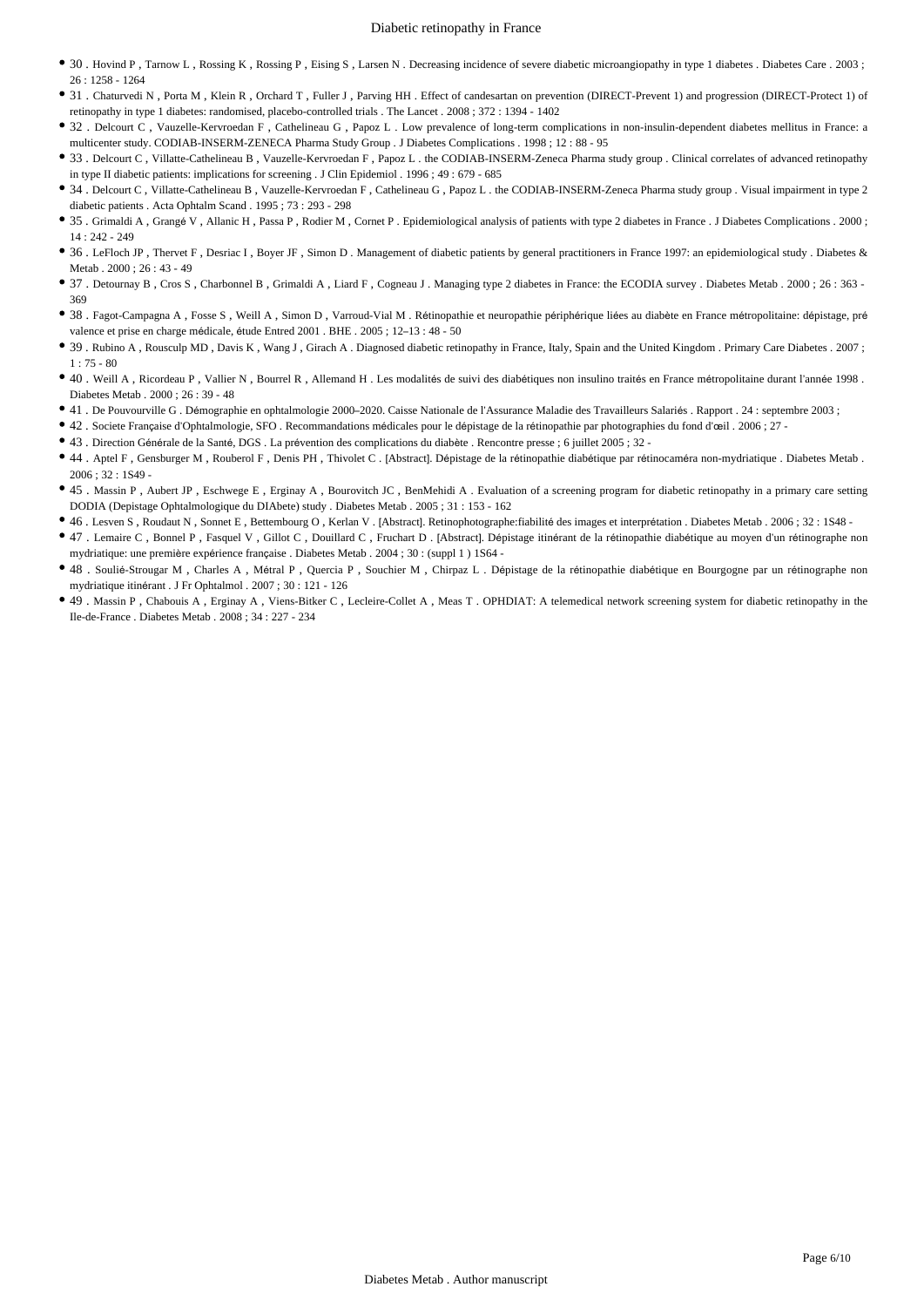- 30 . Hovind P , Tarnow L , Rossing K , Rossing P , Eising S , Larsen N . Decreasing incidence of severe diabetic microangiopathy in type 1 diabetes . Diabetes Care . 2003 ; 26 : 1258 - 1264
- 31 . Chaturvedi N , Porta M , Klein R , Orchard T , Fuller J , Parving HH . Effect of candesartan on prevention (DIRECT-Prevent 1) and progression (DIRECT-Protect 1) of retinopathy in type 1 diabetes: randomised, placebo-controlled trials . The Lancet . 2008 ; 372 : 1394 - 1402
- 32 . Delcourt C , Vauzelle-Kervroedan F , Cathelineau G , Papoz L . Low prevalence of long-term complications in non-insulin-dependent diabetes mellitus in France: a multicenter study. CODIAB-INSERM-ZENECA Pharma Study Group . J Diabetes Complications . 1998 ; 12 : 88 - 95
- 33 . Delcourt C , Villatte-Cathelineau B , Vauzelle-Kervroedan F , Papoz L . the CODIAB-INSERM-Zeneca Pharma study group . Clinical correlates of advanced retinopathy in type II diabetic patients: implications for screening . J Clin Epidemiol . 1996 ; 49 : 679 - 685
- 34 . Delcourt C , Villatte-Cathelineau B , Vauzelle-Kervroedan F , Cathelineau G , Papoz L . the CODIAB-INSERM-Zeneca Pharma study group . Visual impairment in type 2 diabetic patients . Acta Ophtalm Scand . 1995 ; 73 : 293 - 298
- 35 . Grimaldi A , Grangé V , Allanic H , Passa P , Rodier M , Cornet P . Epidemiological analysis of patients with type 2 diabetes in France . J Diabetes Complications . 2000 ; 14 : 242 - 249
- 36 . LeFloch JP , Thervet F , Desriac I , Boyer JF , Simon D . Management of diabetic patients by general practitioners in France 1997: an epidemiological study . Diabetes & Metab . 2000 ; 26 : 43 - 49
- 37 . Detournay B , Cros S , Charbonnel B , Grimaldi A , Liard F , Cogneau J . Managing type 2 diabetes in France: the ECODIA survey . Diabetes Metab . 2000 ; 26 : 363 - 369
- 38 . Fagot-Campagna A , Fosse S , Weill A , Simon D , Varroud-Vial M . Rétinopathie et neuropathie périphérique liées au diabète en France métropolitaine: dépistage, prévalence et prise en charge médicale, étude Entred 2001 . BHE . 2005 ; 12–13 : 48 - 50
- 39 . Rubino A , Rousculp MD , Davis K , Wang J , Girach A . Diagnosed diabetic retinopathy in France, Italy, Spain and the United Kingdom . Primary Care Diabetes . 2007 ; 1 : 75 - 80
- 40 . Weill A , Ricordeau P , Vallier N , Bourrel R , Allemand H . Les modalités de suivi des diabétiques non insulino traités en France métropolitaine durant l'année 1998 . Diabetes Metab . 2000 ; 26 : 39 - 48
- 41 . De Pouvourville G . Démographie en ophtalmologie 2000–2020. Caisse Nationale de l'Assurance Maladie des Travailleurs Salariés . Rapport . 24 : septembre 2003 ;
- 42 . Societe Française d'Ophtalmologie, SFO . Recommandations médicales pour le dépistage de la rétinopathie par photographies du fond d'œil . 2006 ; 27 -
- 43 . Direction Générale de la Santé, DGS . La prévention des complications du diabète . Rencontre presse ; 6 juillet 2005 ; 32 -
- 44 . Aptel F , Gensburger M , Rouberol F , Denis PH , Thivolet C . [Abstract]. Dépistage de la rétinopathie diabétique par rétinocaméra non-mydriatique . Diabetes Metab . 2006 ; 32 : 1S49 -
- 45 . Massin P , Aubert JP , Eschwege E , Erginay A , Bourovitch JC , BenMehidi A . Evaluation of a screening program for diabetic retinopathy in a primary care setting DODIA (Depistage Ophtalmologique du DIAbete) study . Diabetes Metab . 2005 ; 31 : 153 - 162
- 46 . Lesven S , Roudaut N , Sonnet E , Bettembourg O , Kerlan V . [Abstract]. Retinophotographe:fiabilité des images et interprétation . Diabetes Metab . 2006 ; 32 : 1S48 -
- 47 . Lemaire C , Bonnel P , Fasquel V , Gillot C , Douillard C , Fruchart D . [Abstract]. Dépistage itinérant de la rétinopathie diabétique au moyen d'un rétinographe non mydriatique: une première expérience française . Diabetes Metab . 2004 ; 30 : (suppl 1 ) 1S64 -
- 48 . Soulié-Strougar M , Charles A , Métral P , Quercia P , Souchier M , Chirpaz L . Dépistage de la rétinopathie diabétique en Bourgogne par un rétinographe non mydriatique itinérant . J Fr Ophtalmol . 2007 ; 30 : 121 - 126
- 49 . Massin P , Chabouis A , Erginay A , Viens-Bitker C , Lecleire-Collet A , Meas T . OPHDIAT: A telemedical network screening system for diabetic retinopathy in the Ile-de-France . Diabetes Metab . 2008 ; 34 : 227 - 234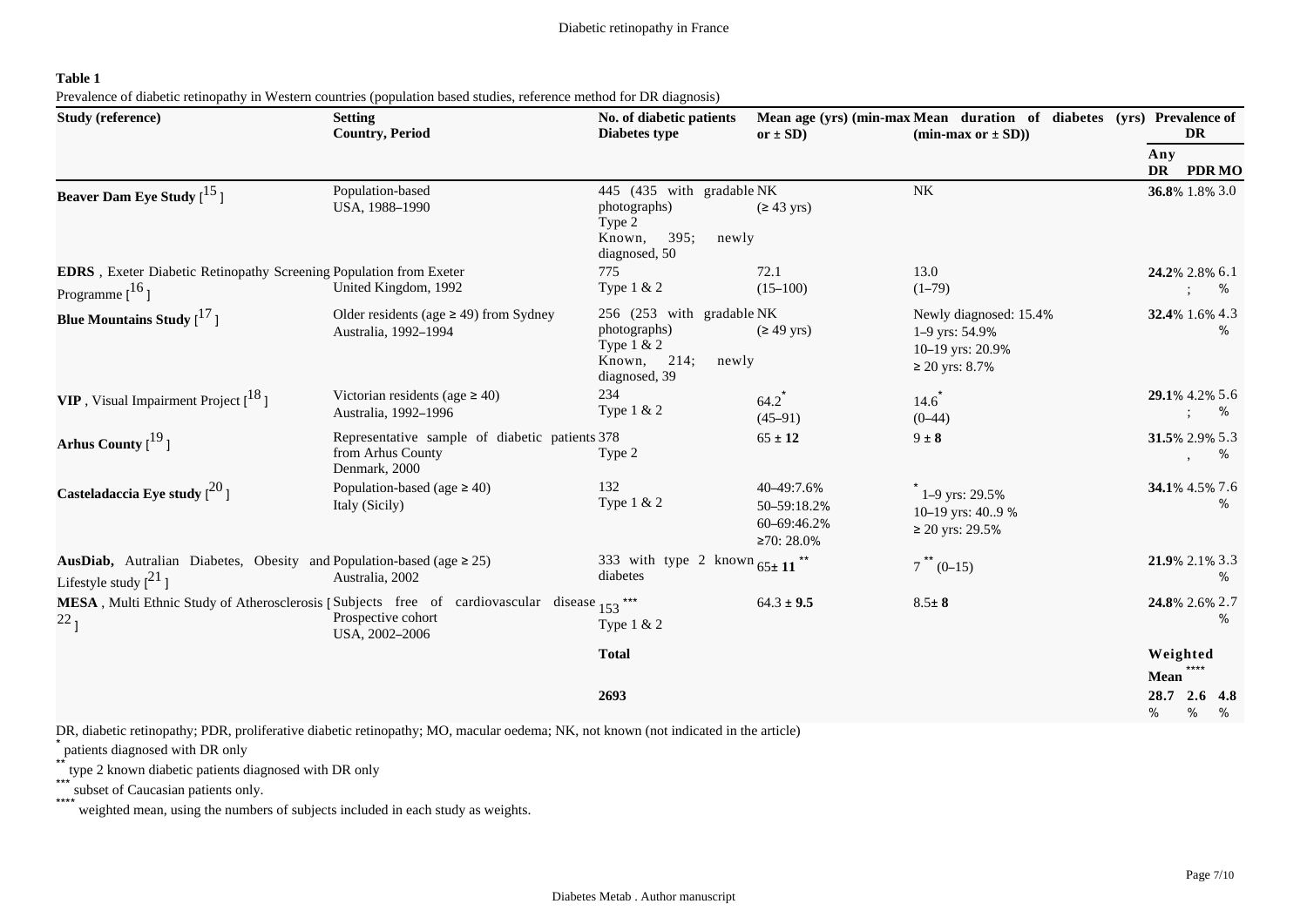**Table 1**

Prevalence of diabetic retinopathy in Western countries (population based studies, reference method for DR diagnosis)

| Study (reference) | Setting Country, Period | No. of diabetic patients Diabetes type | Mean age (yrs) (min-max or ± SD) | Mean duration of diabetes (yrs) (min-max or ± SD)) | Prevalence of DR | | |
|---|---|---|---|---|---|---|---|
| | | | | | Any DR | PDR | MO |
| **Beaver Dam Eye Study** [15] | Population-based USA, 1988–1990 | 445 (435 with gradable photographs) Type 2 Known, 395; newly diagnosed, 50 | NK (≥ 43 yrs) | NK | **36.8**% | 1.8% | 3.0 |
| **EDRS**, Exeter Diabetic Retinopathy Screening Programme [16] | Population from Exeter United Kingdom, 1992 | 775 Type 1 & 2 | 72.1 (15–100) | 13.0 (1–79) | **24.2**% | 2.8%; | 6.1 % |
| **Blue Mountains Study** [17] | Older residents (age ≥ 49) from Sydney Australia, 1992–1994 | 256 (253 with gradable photographs) Type 1 & 2 Known, 214; newly diagnosed, 39 | NK (≥ 49 yrs) | Newly diagnosed: 15.4% 1–9 yrs: 54.9% 10–19 yrs: 20.9% ≥ 20 yrs: 8.7% | **32.4**% | 1.6% | 4.3 % |
| **VIP**, Visual Impairment Project [18] | Victorian residents (age ≥ 40) Australia, 1992–1996 | 234 Type 1 & 2 | 64.2* (45–91) | 14.6* (0–44) | **29.1**% | 4.2%; | 5.6 % |
| **Arhus County** [19] | Representative sample of diabetic patients from Arhus County Denmark, 2000 | 378 Type 2 | 65 ± **12** | 9 ± **8** | **31.5**% | 2.9%, | 5.3 % |
| **Casteladaccia Eye study** [20] | Population-based (age ≥ 40) Italy (Sicily) | 132 Type 1 & 2 | 40–49:7.6% 50–59:18.2% 60–69:46.2% ≥70: 28.0% | * 1–9 yrs: 29.5% 10–19 yrs: 40..9 % ≥ 20 yrs: 29.5% | **34.1**% | 4.5% | 7.6 % |
| **AusDiab,** Autralian Diabetes, Obesity and Lifestyle study [21] | Population-based (age ≥ 25) Australia, 2002 | 333 with type 2 known diabetes | 65± **11** ** | 7 ** (0–15) | **21.9**% | 2.1% | 3.3 % |
| **MESA**, Multi Ethnic Study of Atherosclerosis [22] | Subjects free of cardiovascular disease Prospective cohort USA, 2002–2006 | 153 *** Type 1 & 2 | 64.3 ± **9.5** | 8.5± **8** | **24.8**% | 2.6% | 2.7 % |
| | | **Total** | | | **Weighted Mean** **** | | |
| | | **2693** | | | **28.7** % | **2.6** % | **4.8** % |

DR, diabetic retinopathy; PDR, proliferative diabetic retinopathy; MO, macular oedema; NK, not known (not indicated in the article)

\* patients diagnosed with DR only

\*\* type 2 known diabetic patients diagnosed with DR only

\*\*\* subset of Caucasian patients only.

\*\*\*\* weighted mean, using the numbers of subjects included in each study as weights.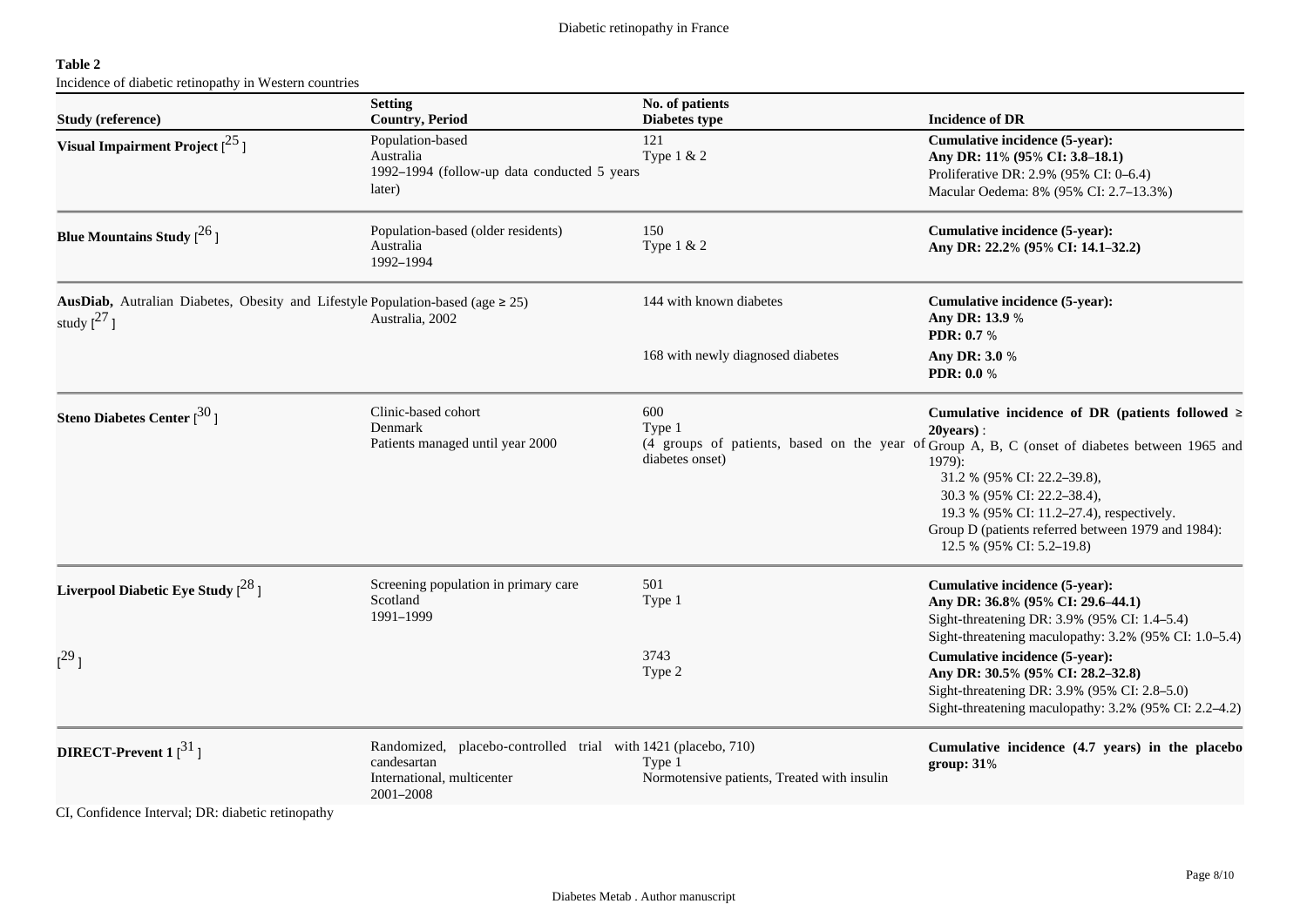**Table 2**

Incidence of diabetic retinopathy in Western countries

| Study (reference) | Setting Country, Period | No. of patients Diabetes type | Incidence of DR |
|---|---|---|---|
| **Visual Impairment Project** [25] | Population-based<br>Australia<br>1992–1994 (follow-up data conducted 5 years later) | 121<br>Type 1 & 2 | **Cumulative incidence (5-year):**<br>**Any DR: 11% (95% CI: 3.8–18.1)**<br>Proliferative DR: 2.9% (95% CI: 0–6.4)<br>Macular Oedema: 8% (95% CI: 2.7–13.3%) |
| **Blue Mountains Study** [26] | Population-based (older residents)<br>Australia<br>1992–1994 | 150<br>Type 1 & 2 | **Cumulative incidence (5-year):**<br>**Any DR: 22.2% (95% CI: 14.1–32.2)** |
| **AusDiab,** Autralian Diabetes, Obesity and Lifestyle study [27] | Population-based (age ≥ 25)<br>Australia, 2002 | 144 with known diabetes | **Cumulative incidence (5-year):**<br>**Any DR: 13.9** %<br>**PDR: 0.7** % |
| | | 168 with newly diagnosed diabetes | **Any DR: 3.0** %<br>**PDR: 0.0** % |
| **Steno Diabetes Center** [30] | Clinic-based cohort<br>Denmark<br>Patients managed until year 2000 | 600<br>Type 1<br>(4 groups of patients, based on the year of diabetes onset) | **Cumulative incidence of DR (patients followed ≥ 20years)** :<br>Group A, B, C (onset of diabetes between 1965 and 1979):<br>31.2 % (95% CI: 22.2–39.8),<br>30.3 % (95% CI: 22.2–38.4),<br>19.3 % (95% CI: 11.2–27.4), respectively.<br>Group D (patients referred between 1979 and 1984):<br>12.5 % (95% CI: 5.2–19.8) |
| **Liverpool Diabetic Eye Study** [28] | Screening population in primary care<br>Scotland<br>1991–1999 | 501<br>Type 1 | **Cumulative incidence (5-year):**<br>**Any DR: 36.8% (95% CI: 29.6–44.1)**<br>Sight-threatening DR: 3.9% (95% CI: 1.4–5.4)<br>Sight-threatening maculopathy: 3.2% (95% CI: 1.0–5.4) |
| [29] | | 3743<br>Type 2 | **Cumulative incidence (5-year):**<br>**Any DR: 30.5% (95% CI: 28.2–32.8)**<br>Sight-threatening DR: 3.9% (95% CI: 2.8–5.0)<br>Sight-threatening maculopathy: 3.2% (95% CI: 2.2–4.2) |
| **DIRECT-Prevent 1** [31] | Randomized, placebo-controlled trial with candesartan<br>International, multicenter<br>2001–2008 | 1421 (placebo, 710)<br>Type 1<br>Normotensive patients, Treated with insulin | **Cumulative incidence (4.7 years) in the placebo group: 31%** |

CI, Confidence Interval; DR: diabetic retinopathy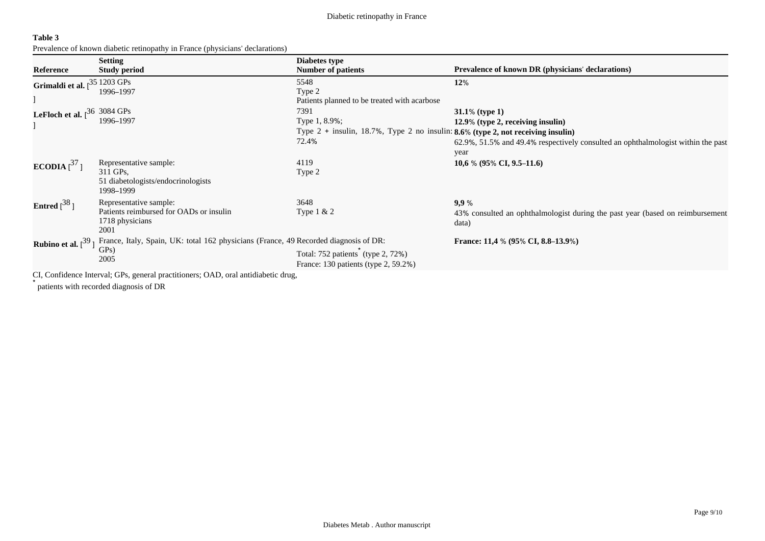**Table 3**

Prevalence of known diabetic retinopathy in France (physicians' declarations)

| Reference | Setting<br>Study period | Diabetes type<br>Number of patients | Prevalence of known DR (physicians' declarations) |
|---|---|---|---|
| **Grimaldi et al.** [35] | 1203 GPs<br>1996–1997 | 5548<br>Type 2<br>Patients planned to be treated with acarbose | **12%** |
| **LeFloch et al.** [36] | 3084 GPs<br>1996–1997 | 7391<br>Type 1, 8.9%;<br>Type 2 + insulin, 18.7%, Type 2 no insulin: 72.4% | **31.1% (type 1)**<br>**12.9% (type 2, receiving insulin)**<br>**8.6% (type 2, not receiving insulin)**<br>62.9%, 51.5% and 49.4% respectively consulted an ophthalmologist within the past year |
| **ECODIA** [37] | Representative sample:<br>311 GPs,<br>51 diabetologists/endocrinologists<br>1998–1999 | 4119<br>Type 2 | **10,6 % (95% CI, 9.5–11.6)** |
| **Entred** [38] | Representative sample:<br>Patients reimbursed for OADs or insulin<br>1718 physicians<br>2001 | 3648<br>Type 1 & 2 | **9,9 %**<br>43% consulted an ophthalmologist during the past year (based on reimbursement data) |
| **Rubino et al.** [39] | France, Italy, Spain, UK: total 162 physicians (France, 49 GPs)<br>2005 | Recorded diagnosis of DR:<br>Total: 752 patients* (type 2, 72%)<br>France: 130 patients (type 2, 59.2%) | **France: 11,4 % (95% CI, 8.8–13.9%)** |

CI, Confidence Interval; GPs, general practitioners; OAD, oral antidiabetic drug,

* patients with recorded diagnosis of DR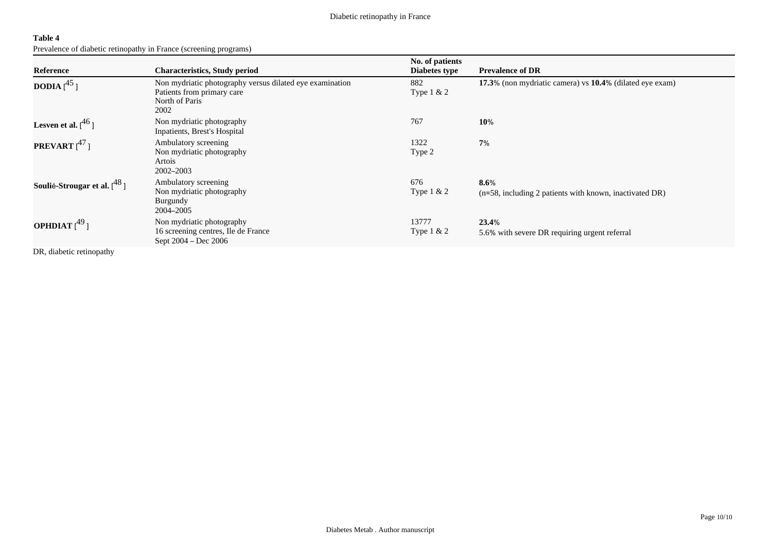**Table 4**

Prevalence of diabetic retinopathy in France (screening programs)

| Reference | Characteristics, Study period | No. of patients Diabetes type | Prevalence of DR |
|---|---|---|---|
| **DODIA** [45] | Non mydriatic photography versus dilated eye examination<br>Patients from primary care<br>North of Paris<br>2002 | 882<br>Type 1 & 2 | **17.3**% (non mydriatic camera) vs **10.4**% (dilated eye exam) |
| **Lesven et al.** [46] | Non mydriatic photography<br>Inpatients, Brest's Hospital | 767 | **10**% |
| **PREVART** [47] | Ambulatory screening<br>Non mydriatic photography<br>Artois<br>2002–2003 | 1322<br>Type 2 | **7**% |
| **Soulié-Strougar et al.** [48] | Ambulatory screening<br>Non mydriatic photography<br>Burgundy<br>2004–2005 | 676<br>Type 1 & 2 | **8.6**%<br>(n=58, including 2 patients with known, inactivated DR) |
| **OPHDIAT** [49] | Non mydriatic photography<br>16 screening centres, Ile de France<br>Sept 2004 – Dec 2006 | 13777<br>Type 1 & 2 | **23.4**%<br>5.6% with severe DR requiring urgent referral |

DR, diabetic retinopathy